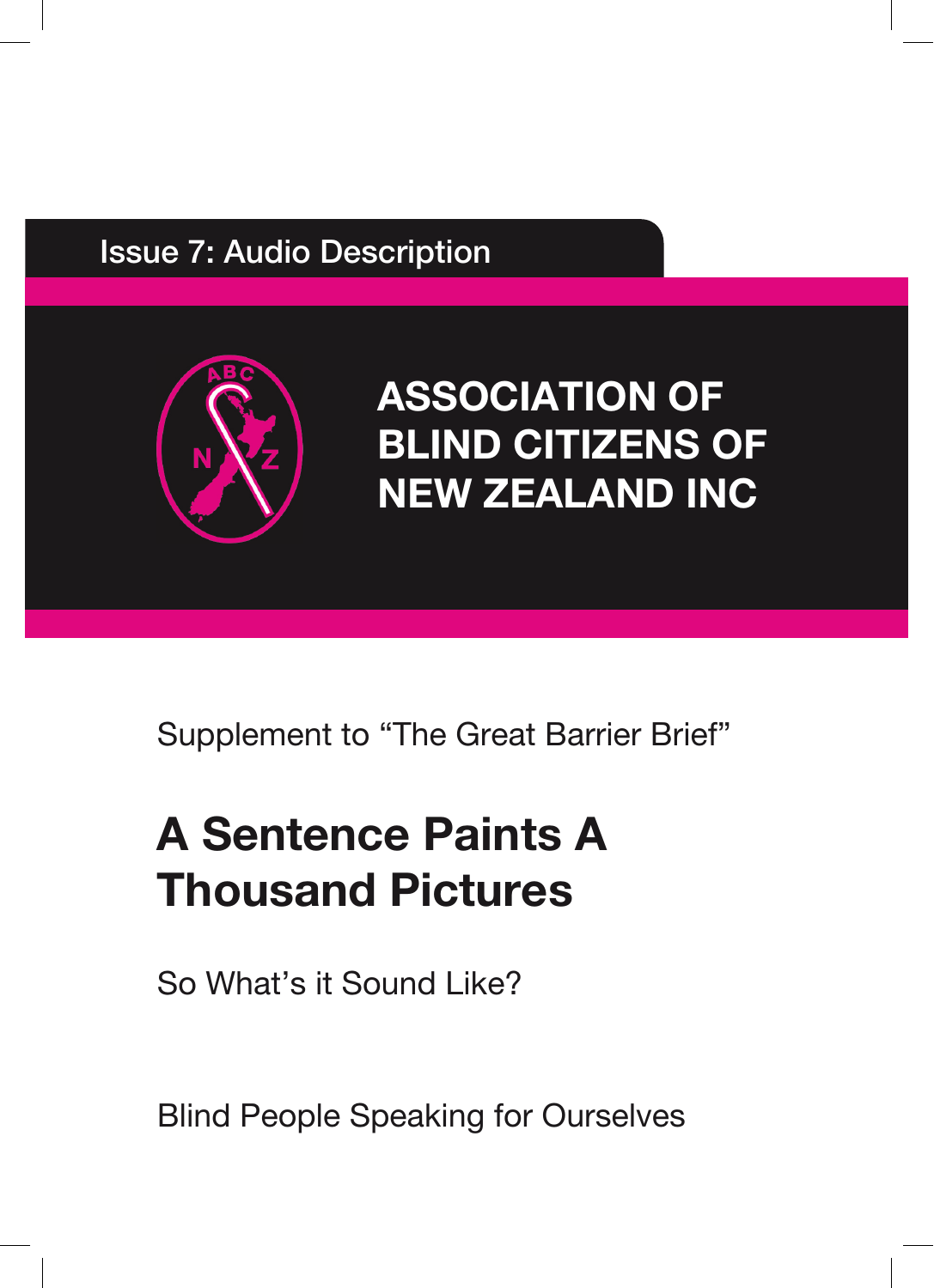Issue 7: Audio Description

ASSOCIATION OF BLIND CITIZENS OF NEW ZEALAND INC

Supplement to "The Great Barrier Brief"

# A Sentence Paints A Thousand Pictures

So What's it Sound Like?

Blind People Speaking for Ourselves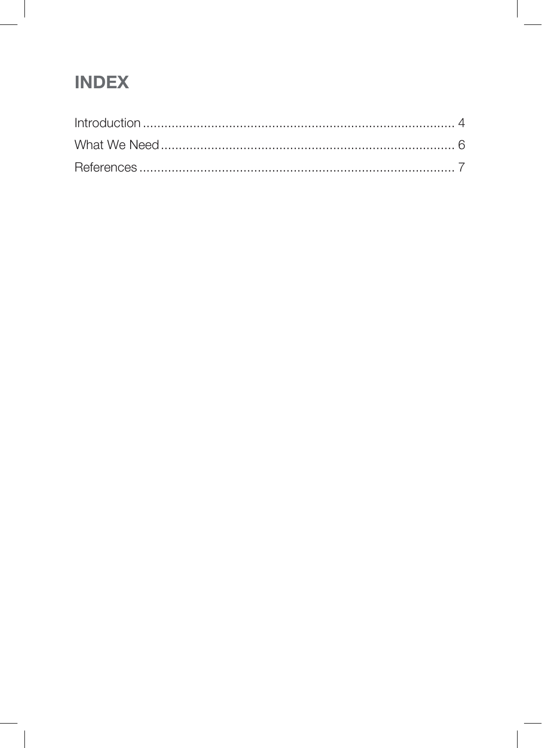# INDEX

Introduction ........................................................................................ 4
What We Need ..................................................................................... 6
References .......................................................................................... 7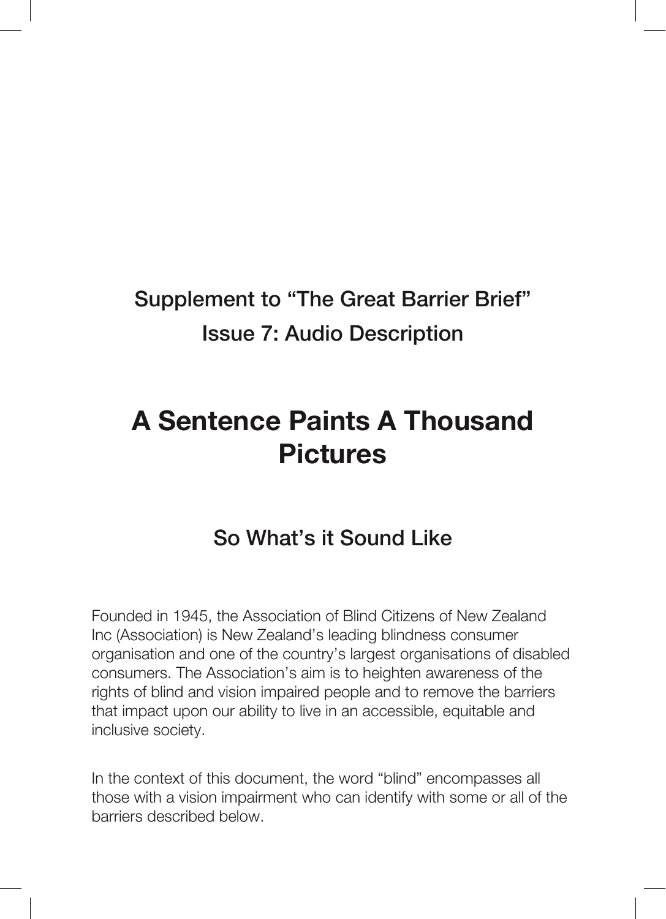### Supplement to “The Great Barrier Brief”
### Issue 7: Audio Description

# A Sentence Paints A Thousand Pictures

## So What’s it Sound Like

Founded in 1945, the Association of Blind Citizens of New Zealand Inc (Association) is New Zealand’s leading blindness consumer organisation and one of the country’s largest organisations of disabled consumers. The Association’s aim is to heighten awareness of the rights of blind and vision impaired people and to remove the barriers that impact upon our ability to live in an accessible, equitable and inclusive society.

In the context of this document, the word “blind” encompasses all those with a vision impairment who can identify with some or all of the barriers described below.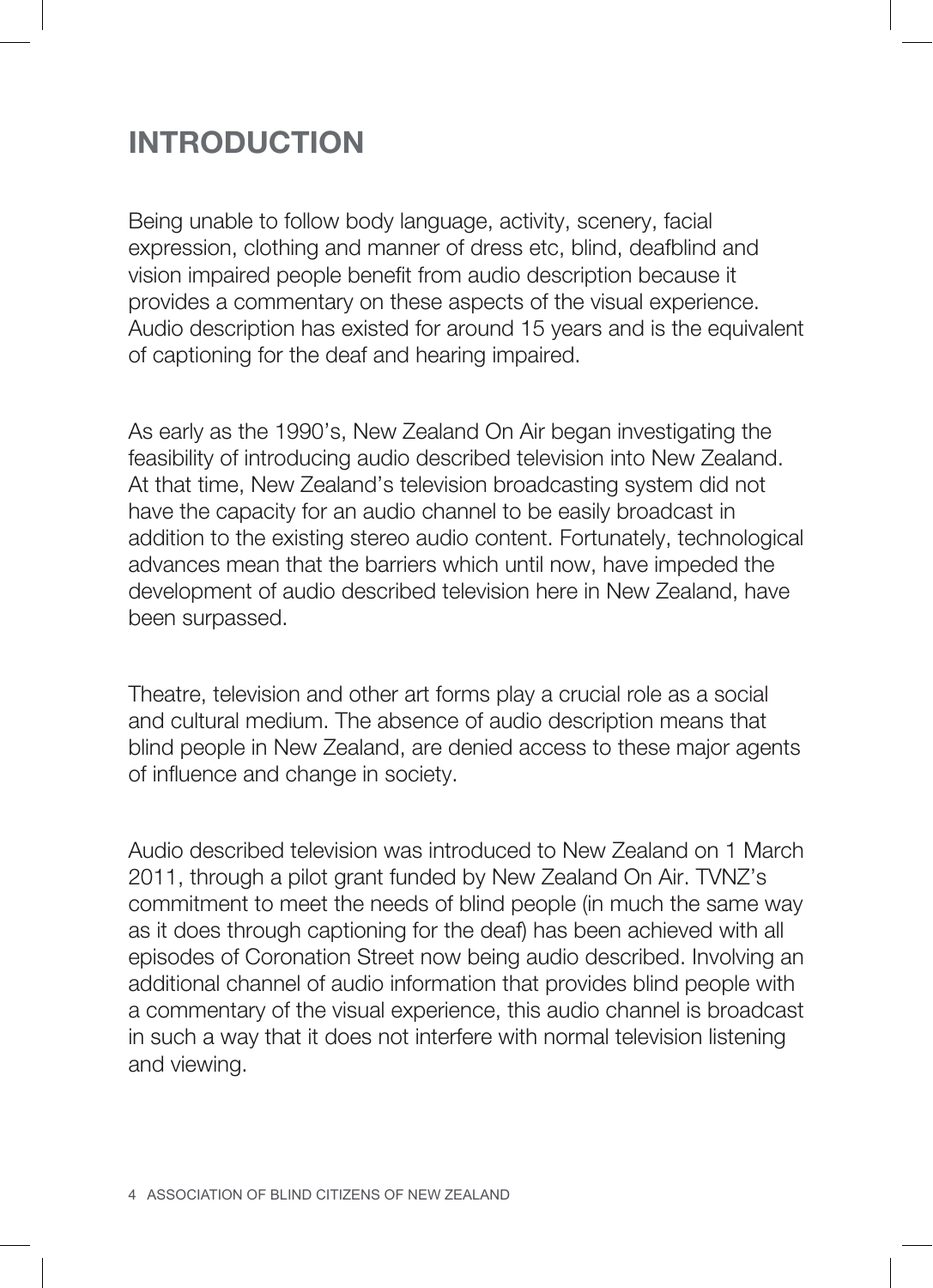# INTRODUCTION

Being unable to follow body language, activity, scenery, facial expression, clothing and manner of dress etc, blind, deafblind and vision impaired people benefit from audio description because it provides a commentary on these aspects of the visual experience. Audio description has existed for around 15 years and is the equivalent of captioning for the deaf and hearing impaired.

As early as the 1990's, New Zealand On Air began investigating the feasibility of introducing audio described television into New Zealand. At that time, New Zealand's television broadcasting system did not have the capacity for an audio channel to be easily broadcast in addition to the existing stereo audio content. Fortunately, technological advances mean that the barriers which until now, have impeded the development of audio described television here in New Zealand, have been surpassed.

Theatre, television and other art forms play a crucial role as a social and cultural medium. The absence of audio description means that blind people in New Zealand, are denied access to these major agents of influence and change in society.

Audio described television was introduced to New Zealand on 1 March 2011, through a pilot grant funded by New Zealand On Air. TVNZ's commitment to meet the needs of blind people (in much the same way as it does through captioning for the deaf) has been achieved with all episodes of Coronation Street now being audio described. Involving an additional channel of audio information that provides blind people with a commentary of the visual experience, this audio channel is broadcast in such a way that it does not interfere with normal television listening and viewing.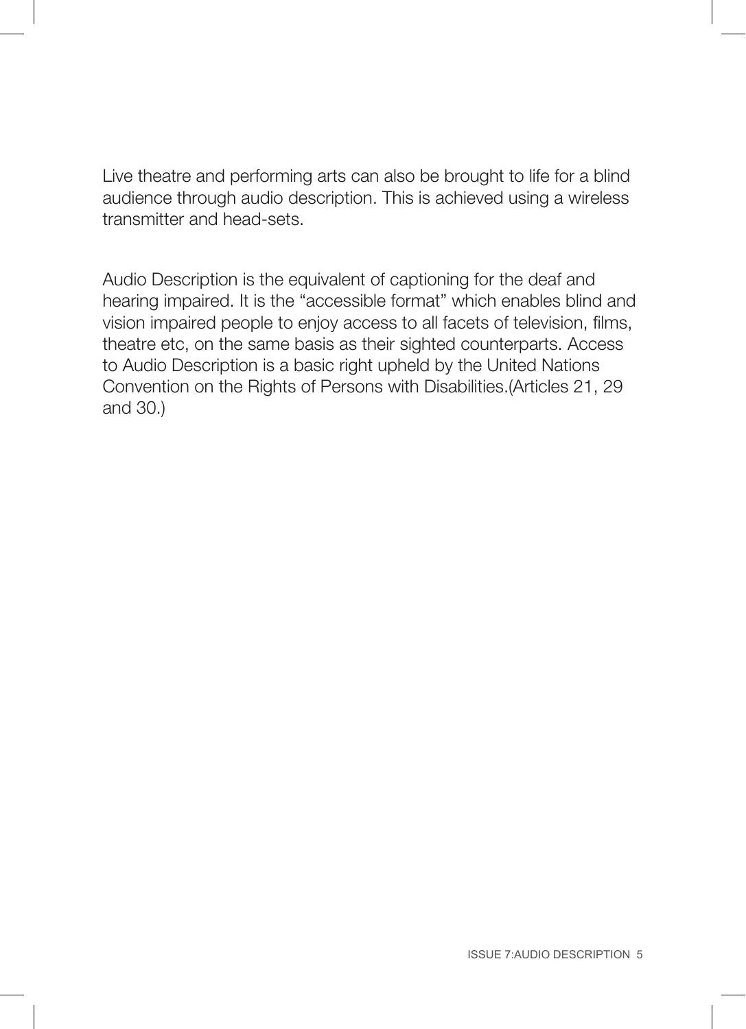Live theatre and performing arts can also be brought to life for a blind audience through audio description. This is achieved using a wireless transmitter and head-sets.

Audio Description is the equivalent of captioning for the deaf and hearing impaired. It is the “accessible format” which enables blind and vision impaired people to enjoy access to all facets of television, films, theatre etc, on the same basis as their sighted counterparts. Access to Audio Description is a basic right upheld by the United Nations Convention on the Rights of Persons with Disabilities.(Articles 21, 29 and 30.)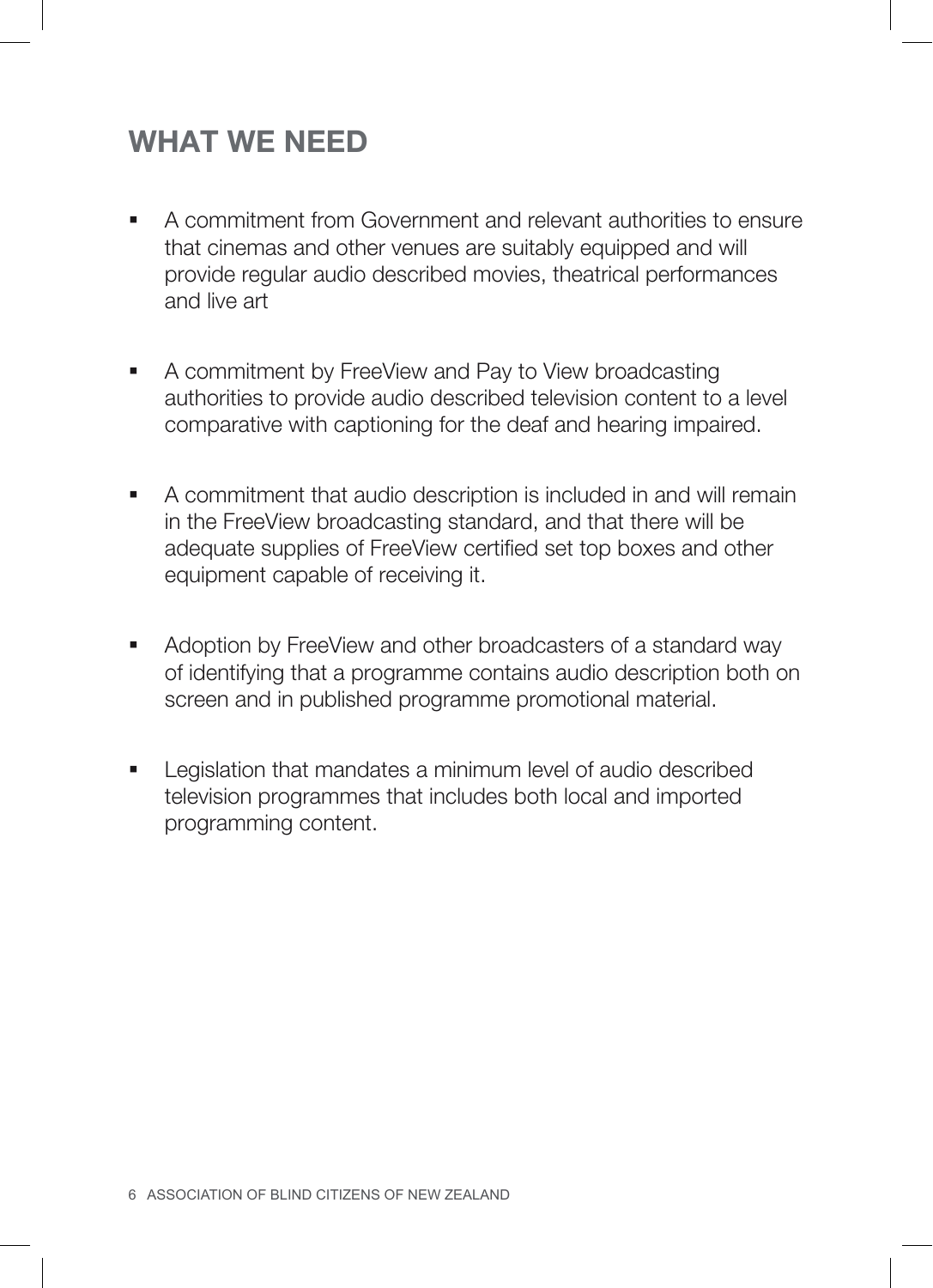## WHAT WE NEED

- A commitment from Government and relevant authorities to ensure that cinemas and other venues are suitably equipped and will provide regular audio described movies, theatrical performances and live art
- A commitment by FreeView and Pay to View broadcasting authorities to provide audio described television content to a level comparative with captioning for the deaf and hearing impaired.
- A commitment that audio description is included in and will remain in the FreeView broadcasting standard, and that there will be adequate supplies of FreeView certified set top boxes and other equipment capable of receiving it.
- Adoption by FreeView and other broadcasters of a standard way of identifying that a programme contains audio description both on screen and in published programme promotional material.
- Legislation that mandates a minimum level of audio described television programmes that includes both local and imported programming content.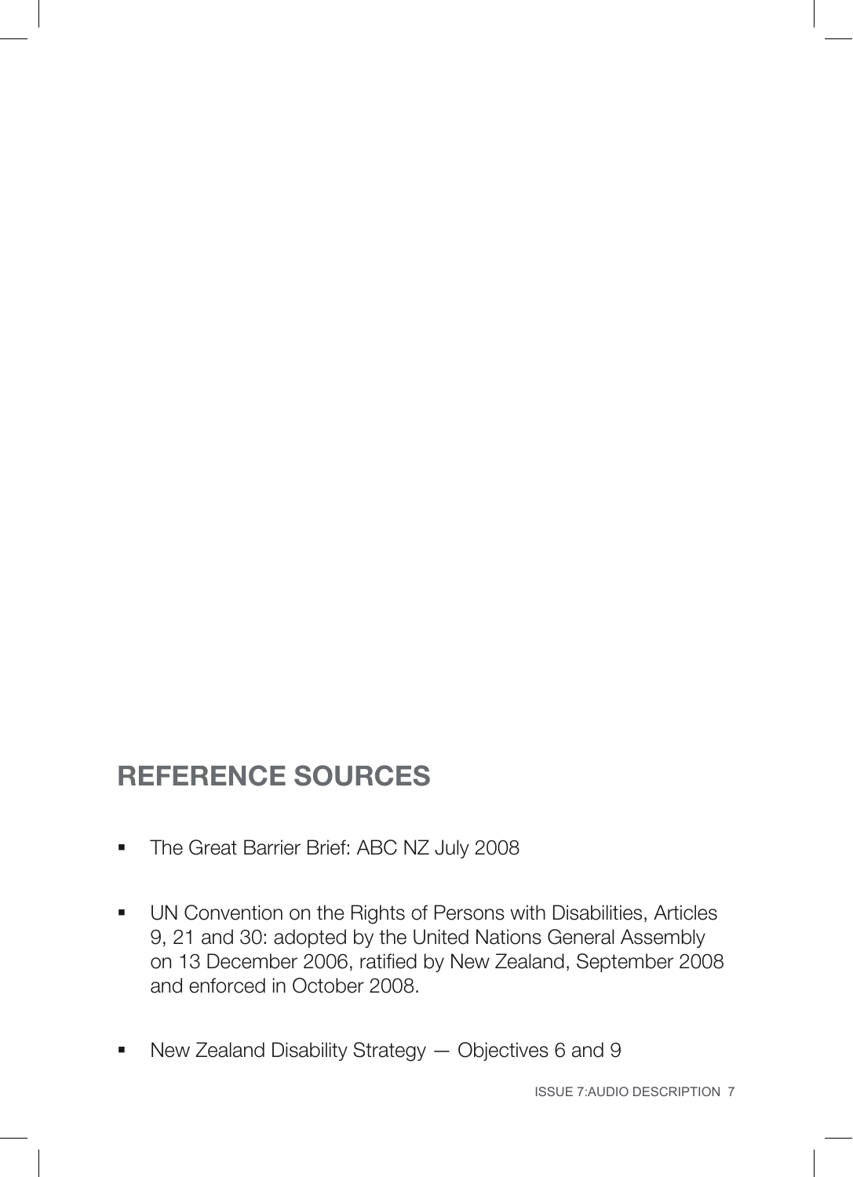## REFERENCE SOURCES

- The Great Barrier Brief: ABC NZ July 2008
- UN Convention on the Rights of Persons with Disabilities, Articles 9, 21 and 30: adopted by the United Nations General Assembly on 13 December 2006, ratified by New Zealand, September 2008 and enforced in October 2008.
- New Zealand Disability Strategy — Objectives 6 and 9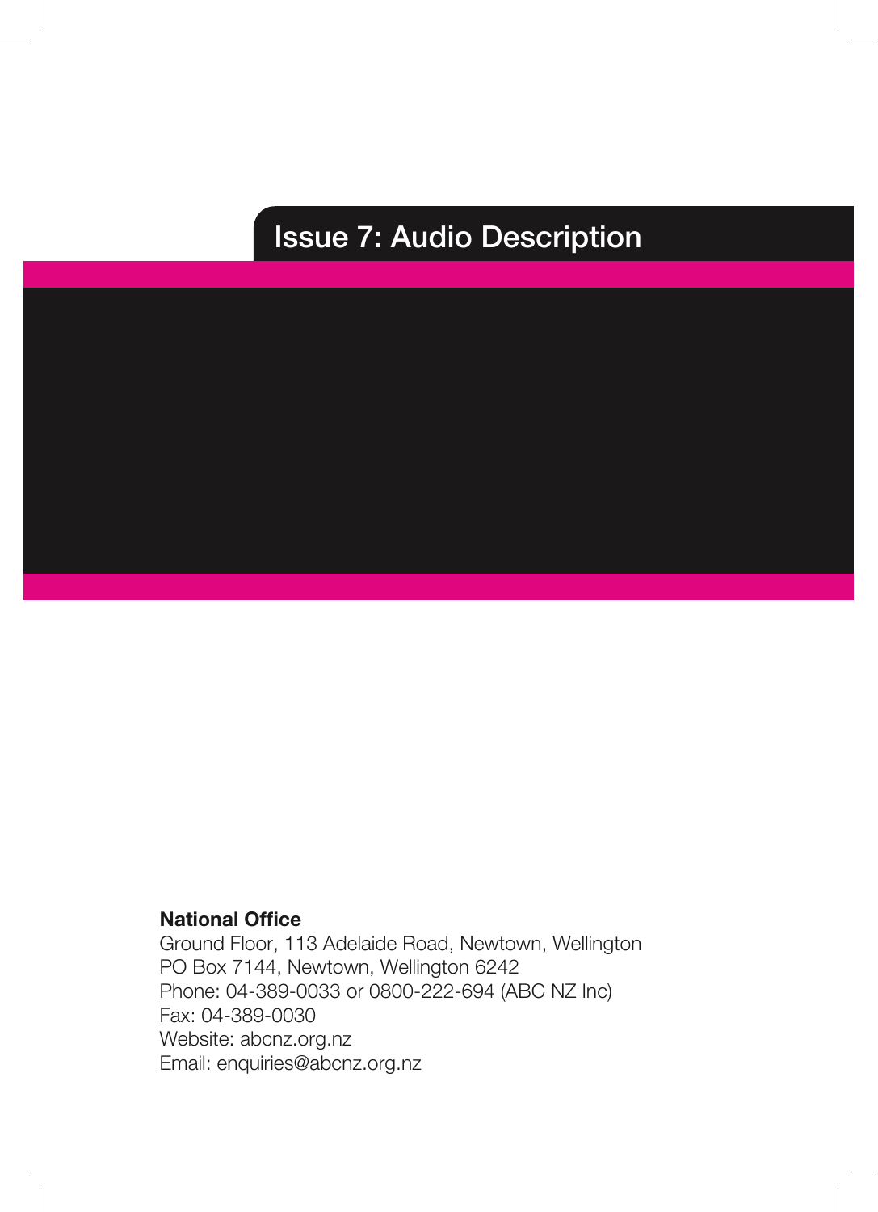# Issue 7: Audio Description

**National Office**
Ground Floor, 113 Adelaide Road, Newtown, Wellington
PO Box 7144, Newtown, Wellington 6242
Phone: 04-389-0033 or 0800-222-694 (ABC NZ Inc)
Fax: 04-389-0030
Website: abcnz.org.nz
Email: enquiries@abcnz.org.nz